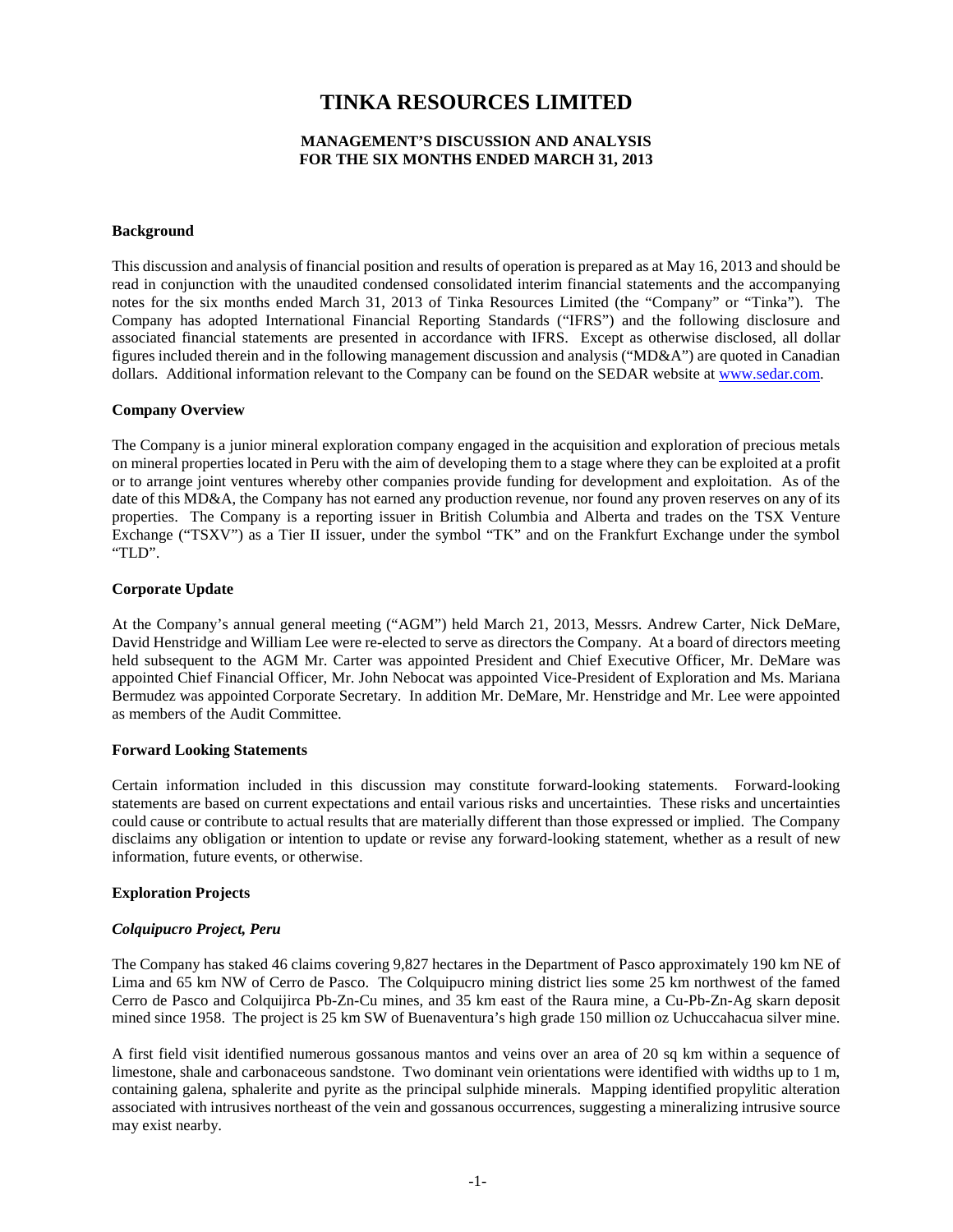# TINKA RESOURCES LIMITED

## MANAGEMENT'S DISCUSSION AND ANALYSIS
## FOR THE SIX MONTHS ENDED MARCH 31, 2013

### Background

This discussion and analysis of financial position and results of operation is prepared as at May 16, 2013 and should be read in conjunction with the unaudited condensed consolidated interim financial statements and the accompanying notes for the six months ended March 31, 2013 of Tinka Resources Limited (the "Company" or "Tinka"). The Company has adopted International Financial Reporting Standards ("IFRS") and the following disclosure and associated financial statements are presented in accordance with IFRS. Except as otherwise disclosed, all dollar figures included therein and in the following management discussion and analysis ("MD&A") are quoted in Canadian dollars. Additional information relevant to the Company can be found on the SEDAR website at www.sedar.com.

### Company Overview

The Company is a junior mineral exploration company engaged in the acquisition and exploration of precious metals on mineral properties located in Peru with the aim of developing them to a stage where they can be exploited at a profit or to arrange joint ventures whereby other companies provide funding for development and exploitation. As of the date of this MD&A, the Company has not earned any production revenue, nor found any proven reserves on any of its properties. The Company is a reporting issuer in British Columbia and Alberta and trades on the TSX Venture Exchange ("TSXV") as a Tier II issuer, under the symbol "TK" and on the Frankfurt Exchange under the symbol "TLD".

### Corporate Update

At the Company's annual general meeting ("AGM") held March 21, 2013, Messrs. Andrew Carter, Nick DeMare, David Henstridge and William Lee were re-elected to serve as directors the Company. At a board of directors meeting held subsequent to the AGM Mr. Carter was appointed President and Chief Executive Officer, Mr. DeMare was appointed Chief Financial Officer, Mr. John Nebocat was appointed Vice-President of Exploration and Ms. Mariana Bermudez was appointed Corporate Secretary. In addition Mr. DeMare, Mr. Henstridge and Mr. Lee were appointed as members of the Audit Committee.

### Forward Looking Statements

Certain information included in this discussion may constitute forward-looking statements. Forward-looking statements are based on current expectations and entail various risks and uncertainties. These risks and uncertainties could cause or contribute to actual results that are materially different than those expressed or implied. The Company disclaims any obligation or intention to update or revise any forward-looking statement, whether as a result of new information, future events, or otherwise.

### Exploration Projects

#### *Colquipucro Project, Peru*

The Company has staked 46 claims covering 9,827 hectares in the Department of Pasco approximately 190 km NE of Lima and 65 km NW of Cerro de Pasco. The Colquipucro mining district lies some 25 km northwest of the famed Cerro de Pasco and Colquijirca Pb-Zn-Cu mines, and 35 km east of the Raura mine, a Cu-Pb-Zn-Ag skarn deposit mined since 1958. The project is 25 km SW of Buenaventura's high grade 150 million oz Uchuccahacua silver mine.

A first field visit identified numerous gossanous mantos and veins over an area of 20 sq km within a sequence of limestone, shale and carbonaceous sandstone. Two dominant vein orientations were identified with widths up to 1 m, containing galena, sphalerite and pyrite as the principal sulphide minerals. Mapping identified propylitic alteration associated with intrusives northeast of the vein and gossanous occurrences, suggesting a mineralizing intrusive source may exist nearby.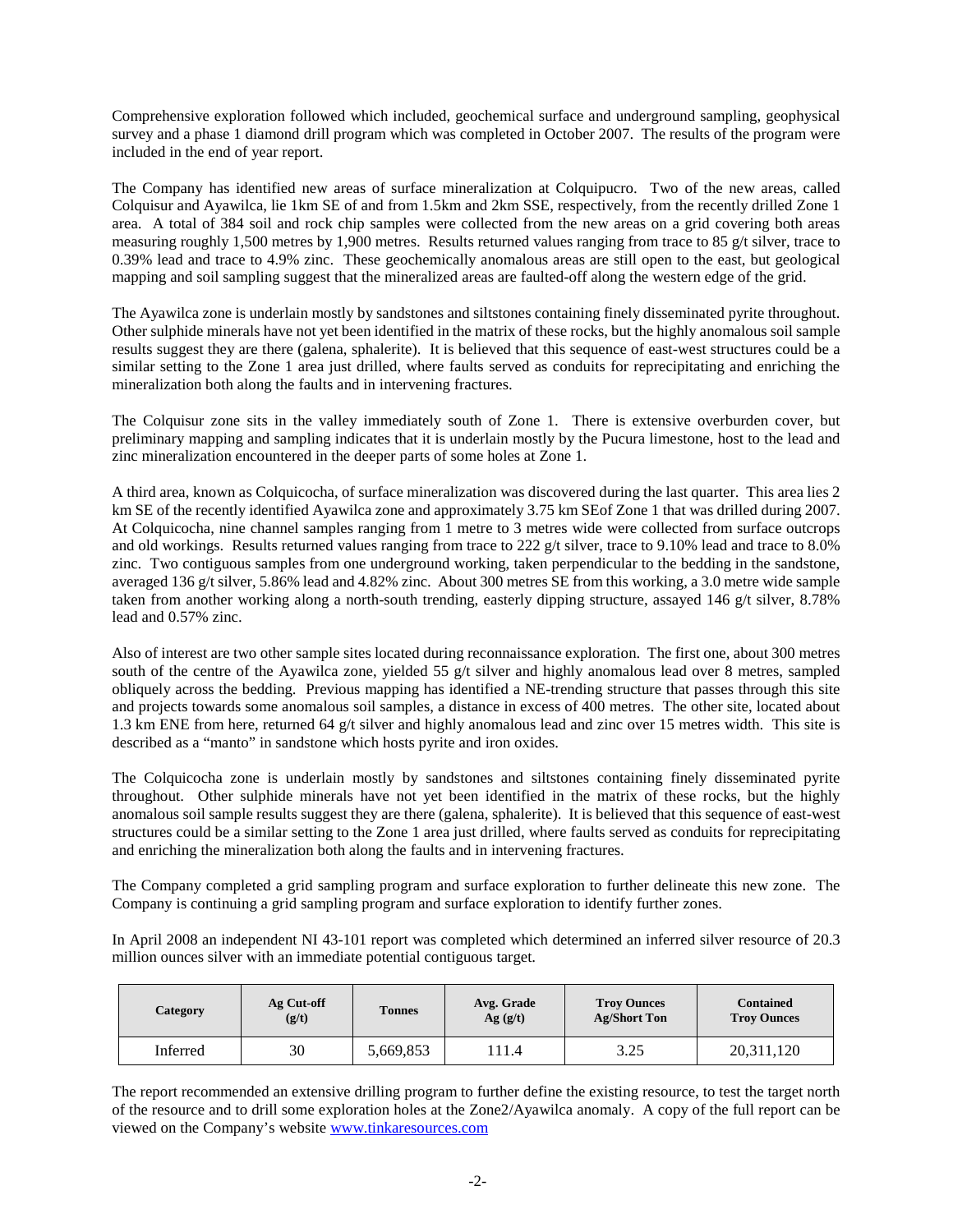Comprehensive exploration followed which included, geochemical surface and underground sampling, geophysical survey and a phase 1 diamond drill program which was completed in October 2007. The results of the program were included in the end of year report.

The Company has identified new areas of surface mineralization at Colquipucro. Two of the new areas, called Colquisur and Ayawilca, lie 1km SE of and from 1.5km and 2km SSE, respectively, from the recently drilled Zone 1 area. A total of 384 soil and rock chip samples were collected from the new areas on a grid covering both areas measuring roughly 1,500 metres by 1,900 metres. Results returned values ranging from trace to 85 g/t silver, trace to 0.39% lead and trace to 4.9% zinc. These geochemically anomalous areas are still open to the east, but geological mapping and soil sampling suggest that the mineralized areas are faulted-off along the western edge of the grid.

The Ayawilca zone is underlain mostly by sandstones and siltstones containing finely disseminated pyrite throughout. Other sulphide minerals have not yet been identified in the matrix of these rocks, but the highly anomalous soil sample results suggest they are there (galena, sphalerite). It is believed that this sequence of east-west structures could be a similar setting to the Zone 1 area just drilled, where faults served as conduits for reprecipitating and enriching the mineralization both along the faults and in intervening fractures.

The Colquisur zone sits in the valley immediately south of Zone 1. There is extensive overburden cover, but preliminary mapping and sampling indicates that it is underlain mostly by the Pucura limestone, host to the lead and zinc mineralization encountered in the deeper parts of some holes at Zone 1.

A third area, known as Colquicocha, of surface mineralization was discovered during the last quarter. This area lies 2 km SE of the recently identified Ayawilca zone and approximately 3.75 km SEof Zone 1 that was drilled during 2007. At Colquicocha, nine channel samples ranging from 1 metre to 3 metres wide were collected from surface outcrops and old workings. Results returned values ranging from trace to 222 g/t silver, trace to 9.10% lead and trace to 8.0% zinc. Two contiguous samples from one underground working, taken perpendicular to the bedding in the sandstone, averaged 136 g/t silver, 5.86% lead and 4.82% zinc. About 300 metres SE from this working, a 3.0 metre wide sample taken from another working along a north-south trending, easterly dipping structure, assayed 146 g/t silver, 8.78% lead and 0.57% zinc.

Also of interest are two other sample sites located during reconnaissance exploration. The first one, about 300 metres south of the centre of the Ayawilca zone, yielded 55 g/t silver and highly anomalous lead over 8 metres, sampled obliquely across the bedding. Previous mapping has identified a NE-trending structure that passes through this site and projects towards some anomalous soil samples, a distance in excess of 400 metres. The other site, located about 1.3 km ENE from here, returned 64 g/t silver and highly anomalous lead and zinc over 15 metres width. This site is described as a "manto" in sandstone which hosts pyrite and iron oxides.

The Colquicocha zone is underlain mostly by sandstones and siltstones containing finely disseminated pyrite throughout. Other sulphide minerals have not yet been identified in the matrix of these rocks, but the highly anomalous soil sample results suggest they are there (galena, sphalerite). It is believed that this sequence of east-west structures could be a similar setting to the Zone 1 area just drilled, where faults served as conduits for reprecipitating and enriching the mineralization both along the faults and in intervening fractures.

The Company completed a grid sampling program and surface exploration to further delineate this new zone. The Company is continuing a grid sampling program and surface exploration to identify further zones.

In April 2008 an independent NI 43-101 report was completed which determined an inferred silver resource of 20.3 million ounces silver with an immediate potential contiguous target.

| Category | Ag Cut-off (g/t) | Tonnes | Avg. Grade Ag (g/t) | Troy Ounces Ag/Short Ton | Contained Troy Ounces |
|---|---|---|---|---|---|
| Inferred | 30 | 5,669,853 | 111.4 | 3.25 | 20,311,120 |

The report recommended an extensive drilling program to further define the existing resource, to test the target north of the resource and to drill some exploration holes at the Zone2/Ayawilca anomaly. A copy of the full report can be viewed on the Company's website www.tinkaresources.com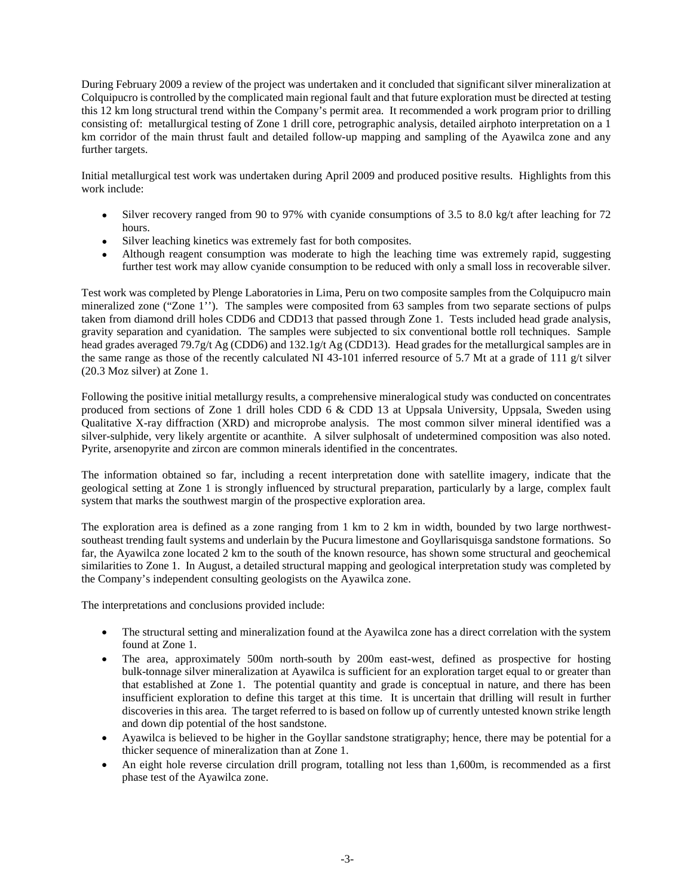During February 2009 a review of the project was undertaken and it concluded that significant silver mineralization at Colquipucro is controlled by the complicated main regional fault and that future exploration must be directed at testing this 12 km long structural trend within the Company's permit area. It recommended a work program prior to drilling consisting of: metallurgical testing of Zone 1 drill core, petrographic analysis, detailed airphoto interpretation on a 1 km corridor of the main thrust fault and detailed follow-up mapping and sampling of the Ayawilca zone and any further targets.

Initial metallurgical test work was undertaken during April 2009 and produced positive results. Highlights from this work include:

- Silver recovery ranged from 90 to 97% with cyanide consumptions of 3.5 to 8.0 kg/t after leaching for 72 hours.
- Silver leaching kinetics was extremely fast for both composites.
- Although reagent consumption was moderate to high the leaching time was extremely rapid, suggesting further test work may allow cyanide consumption to be reduced with only a small loss in recoverable silver.

Test work was completed by Plenge Laboratories in Lima, Peru on two composite samples from the Colquipucro main mineralized zone ("Zone 1''). The samples were composited from 63 samples from two separate sections of pulps taken from diamond drill holes CDD6 and CDD13 that passed through Zone 1. Tests included head grade analysis, gravity separation and cyanidation. The samples were subjected to six conventional bottle roll techniques. Sample head grades averaged 79.7g/t Ag (CDD6) and 132.1g/t Ag (CDD13). Head grades for the metallurgical samples are in the same range as those of the recently calculated NI 43-101 inferred resource of 5.7 Mt at a grade of 111 g/t silver (20.3 Moz silver) at Zone 1.

Following the positive initial metallurgy results, a comprehensive mineralogical study was conducted on concentrates produced from sections of Zone 1 drill holes CDD 6 & CDD 13 at Uppsala University, Uppsala, Sweden using Qualitative X-ray diffraction (XRD) and microprobe analysis. The most common silver mineral identified was a silver-sulphide, very likely argentite or acanthite. A silver sulphosalt of undetermined composition was also noted. Pyrite, arsenopyrite and zircon are common minerals identified in the concentrates.

The information obtained so far, including a recent interpretation done with satellite imagery, indicate that the geological setting at Zone 1 is strongly influenced by structural preparation, particularly by a large, complex fault system that marks the southwest margin of the prospective exploration area.

The exploration area is defined as a zone ranging from 1 km to 2 km in width, bounded by two large northwest-southeast trending fault systems and underlain by the Pucura limestone and Goyllarisquisga sandstone formations. So far, the Ayawilca zone located 2 km to the south of the known resource, has shown some structural and geochemical similarities to Zone 1. In August, a detailed structural mapping and geological interpretation study was completed by the Company's independent consulting geologists on the Ayawilca zone.

The interpretations and conclusions provided include:

- The structural setting and mineralization found at the Ayawilca zone has a direct correlation with the system found at Zone 1.
- The area, approximately 500m north-south by 200m east-west, defined as prospective for hosting bulk-tonnage silver mineralization at Ayawilca is sufficient for an exploration target equal to or greater than that established at Zone 1. The potential quantity and grade is conceptual in nature, and there has been insufficient exploration to define this target at this time. It is uncertain that drilling will result in further discoveries in this area. The target referred to is based on follow up of currently untested known strike length and down dip potential of the host sandstone.
- Ayawilca is believed to be higher in the Goyllar sandstone stratigraphy; hence, there may be potential for a thicker sequence of mineralization than at Zone 1.
- An eight hole reverse circulation drill program, totalling not less than 1,600m, is recommended as a first phase test of the Ayawilca zone.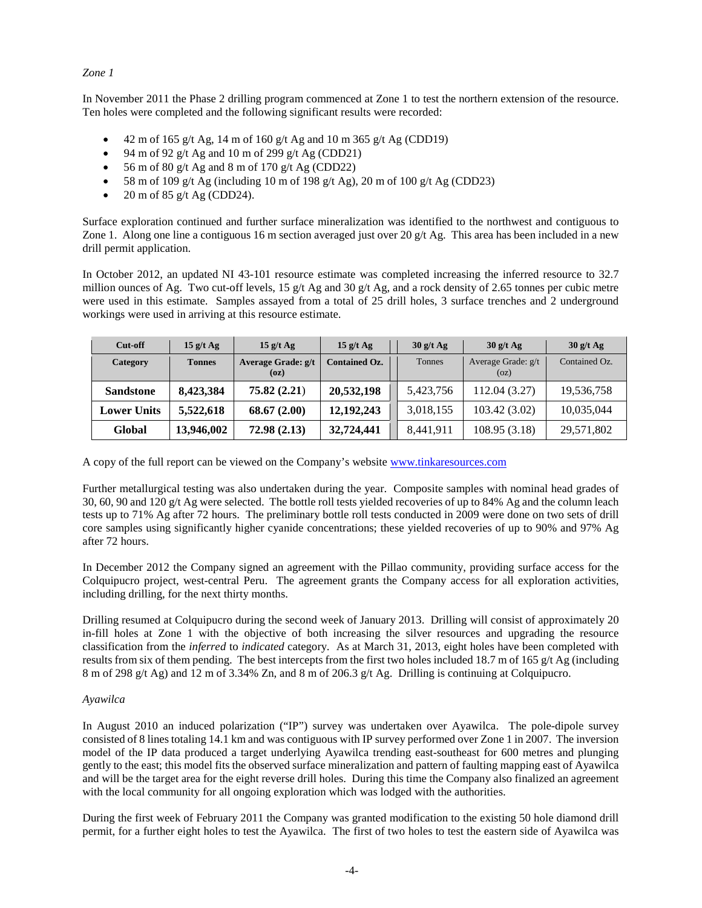*Zone 1*

In November 2011 the Phase 2 drilling program commenced at Zone 1 to test the northern extension of the resource. Ten holes were completed and the following significant results were recorded:

- 42 m of 165 g/t Ag, 14 m of 160 g/t Ag and 10 m 365 g/t Ag (CDD19)
- 94 m of 92 g/t Ag and 10 m of 299 g/t Ag (CDD21)
- 56 m of 80 g/t Ag and 8 m of 170 g/t Ag (CDD22)
- 58 m of 109 g/t Ag (including 10 m of 198 g/t Ag), 20 m of 100 g/t Ag (CDD23)
- 20 m of 85 g/t Ag (CDD24).

Surface exploration continued and further surface mineralization was identified to the northwest and contiguous to Zone 1. Along one line a contiguous 16 m section averaged just over 20 g/t Ag. This area has been included in a new drill permit application.

In October 2012, an updated NI 43-101 resource estimate was completed increasing the inferred resource to 32.7 million ounces of Ag. Two cut-off levels, 15 g/t Ag and 30 g/t Ag, and a rock density of 2.65 tonnes per cubic metre were used in this estimate. Samples assayed from a total of 25 drill holes, 3 surface trenches and 2 underground workings were used in arriving at this resource estimate.

| **Cut-off** | **15 g/t Ag** | **15 g/t Ag** | **15 g/t Ag** | **30 g/t Ag** | **30 g/t Ag** | **30 g/t Ag** |
|---|---|---|---|---|---|---|
| **Category** | **Tonnes** | **Average Grade: g/t (oz)** | **Contained Oz.** | Tonnes | Average Grade: g/t (oz) | Contained Oz. |
| **Sandstone** | **8,423,384** | **75.82 (2.21)** | **20,532,198** | 5,423,756 | 112.04 (3.27) | 19,536,758 |
| **Lower Units** | **5,522,618** | **68.67 (2.00)** | **12,192,243** | 3,018,155 | 103.42 (3.02) | 10,035,044 |
| **Global** | **13,946,002** | **72.98 (2.13)** | **32,724,441** | 8,441,911 | 108.95 (3.18) | 29,571,802 |

A copy of the full report can be viewed on the Company's website [www.tinkaresources.com](http://www.tinkaresources.com)

Further metallurgical testing was also undertaken during the year. Composite samples with nominal head grades of 30, 60, 90 and 120 g/t Ag were selected. The bottle roll tests yielded recoveries of up to 84% Ag and the column leach tests up to 71% Ag after 72 hours. The preliminary bottle roll tests conducted in 2009 were done on two sets of drill core samples using significantly higher cyanide concentrations; these yielded recoveries of up to 90% and 97% Ag after 72 hours.

In December 2012 the Company signed an agreement with the Pillao community, providing surface access for the Colquipucro project, west-central Peru. The agreement grants the Company access for all exploration activities, including drilling, for the next thirty months.

Drilling resumed at Colquipucro during the second week of January 2013. Drilling will consist of approximately 20 in-fill holes at Zone 1 with the objective of both increasing the silver resources and upgrading the resource classification from the *inferred* to *indicated* category. As at March 31, 2013, eight holes have been completed with results from six of them pending. The best intercepts from the first two holes included 18.7 m of 165 g/t Ag (including 8 m of 298 g/t Ag) and 12 m of 3.34% Zn, and 8 m of 206.3 g/t Ag. Drilling is continuing at Colquipucro.

*Ayawilca*

In August 2010 an induced polarization ("IP") survey was undertaken over Ayawilca. The pole-dipole survey consisted of 8 lines totaling 14.1 km and was contiguous with IP survey performed over Zone 1 in 2007. The inversion model of the IP data produced a target underlying Ayawilca trending east-southeast for 600 metres and plunging gently to the east; this model fits the observed surface mineralization and pattern of faulting mapping east of Ayawilca and will be the target area for the eight reverse drill holes. During this time the Company also finalized an agreement with the local community for all ongoing exploration which was lodged with the authorities.

During the first week of February 2011 the Company was granted modification to the existing 50 hole diamond drill permit, for a further eight holes to test the Ayawilca. The first of two holes to test the eastern side of Ayawilca was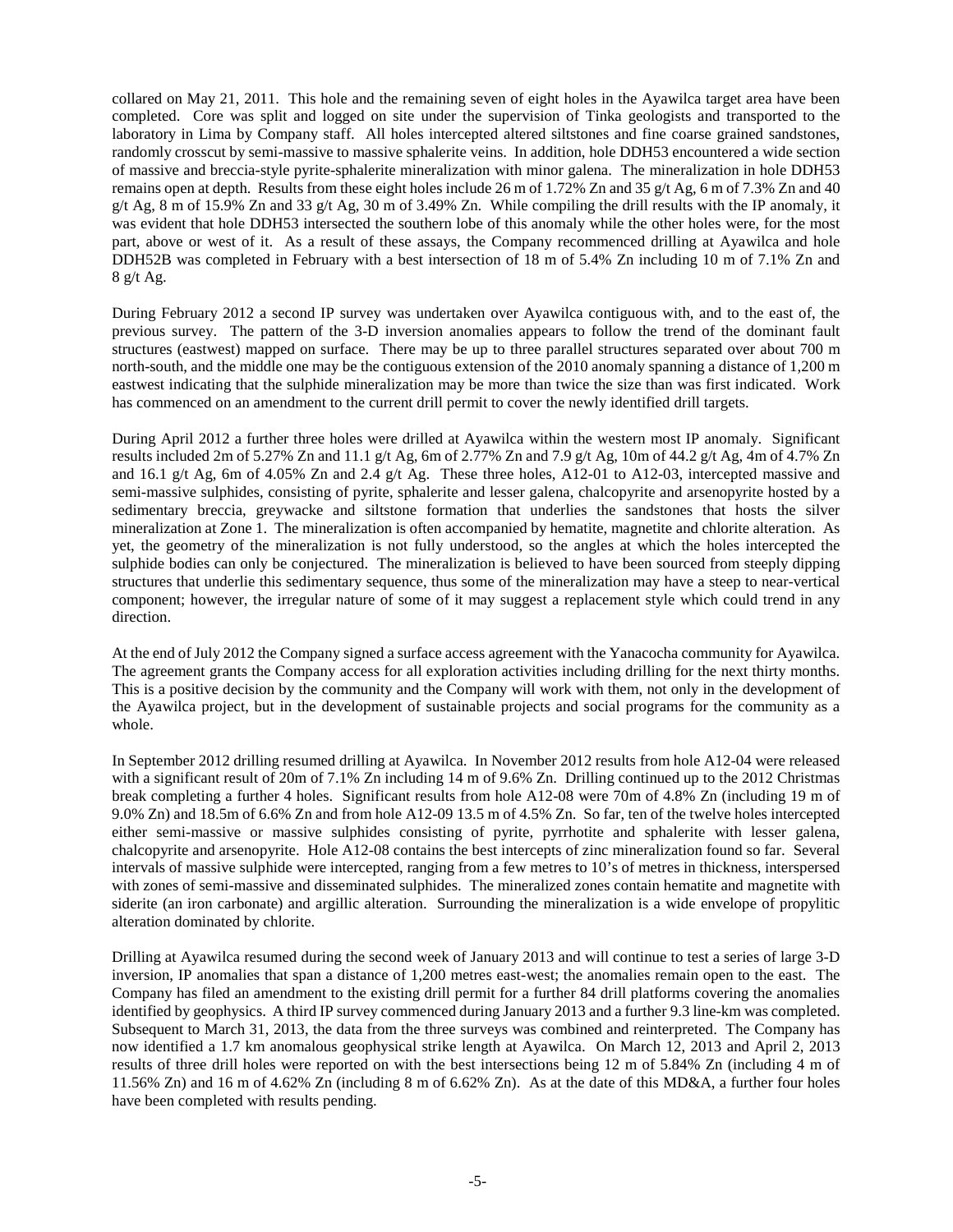collared on May 21, 2011. This hole and the remaining seven of eight holes in the Ayawilca target area have been completed. Core was split and logged on site under the supervision of Tinka geologists and transported to the laboratory in Lima by Company staff. All holes intercepted altered siltstones and fine coarse grained sandstones, randomly crosscut by semi-massive to massive sphalerite veins. In addition, hole DDH53 encountered a wide section of massive and breccia-style pyrite-sphalerite mineralization with minor galena. The mineralization in hole DDH53 remains open at depth. Results from these eight holes include 26 m of 1.72% Zn and 35 g/t Ag, 6 m of 7.3% Zn and 40 g/t Ag, 8 m of 15.9% Zn and 33 g/t Ag, 30 m of 3.49% Zn. While compiling the drill results with the IP anomaly, it was evident that hole DDH53 intersected the southern lobe of this anomaly while the other holes were, for the most part, above or west of it. As a result of these assays, the Company recommenced drilling at Ayawilca and hole DDH52B was completed in February with a best intersection of 18 m of 5.4% Zn including 10 m of 7.1% Zn and 8 g/t Ag.

During February 2012 a second IP survey was undertaken over Ayawilca contiguous with, and to the east of, the previous survey. The pattern of the 3-D inversion anomalies appears to follow the trend of the dominant fault structures (eastwest) mapped on surface. There may be up to three parallel structures separated over about 700 m north-south, and the middle one may be the contiguous extension of the 2010 anomaly spanning a distance of 1,200 m eastwest indicating that the sulphide mineralization may be more than twice the size than was first indicated. Work has commenced on an amendment to the current drill permit to cover the newly identified drill targets.

During April 2012 a further three holes were drilled at Ayawilca within the western most IP anomaly. Significant results included 2m of 5.27% Zn and 11.1 g/t Ag, 6m of 2.77% Zn and 7.9 g/t Ag, 10m of 44.2 g/t Ag, 4m of 4.7% Zn and 16.1 g/t Ag, 6m of 4.05% Zn and 2.4 g/t Ag. These three holes, A12-01 to A12-03, intercepted massive and semi-massive sulphides, consisting of pyrite, sphalerite and lesser galena, chalcopyrite and arsenopyrite hosted by a sedimentary breccia, greywacke and siltstone formation that underlies the sandstones that hosts the silver mineralization at Zone 1. The mineralization is often accompanied by hematite, magnetite and chlorite alteration. As yet, the geometry of the mineralization is not fully understood, so the angles at which the holes intercepted the sulphide bodies can only be conjectured. The mineralization is believed to have been sourced from steeply dipping structures that underlie this sedimentary sequence, thus some of the mineralization may have a steep to near-vertical component; however, the irregular nature of some of it may suggest a replacement style which could trend in any direction.

At the end of July 2012 the Company signed a surface access agreement with the Yanacocha community for Ayawilca. The agreement grants the Company access for all exploration activities including drilling for the next thirty months. This is a positive decision by the community and the Company will work with them, not only in the development of the Ayawilca project, but in the development of sustainable projects and social programs for the community as a whole.

In September 2012 drilling resumed drilling at Ayawilca. In November 2012 results from hole A12-04 were released with a significant result of 20m of 7.1% Zn including 14 m of 9.6% Zn. Drilling continued up to the 2012 Christmas break completing a further 4 holes. Significant results from hole A12-08 were 70m of 4.8% Zn (including 19 m of 9.0% Zn) and 18.5m of 6.6% Zn and from hole A12-09 13.5 m of 4.5% Zn. So far, ten of the twelve holes intercepted either semi-massive or massive sulphides consisting of pyrite, pyrrhotite and sphalerite with lesser galena, chalcopyrite and arsenopyrite. Hole A12-08 contains the best intercepts of zinc mineralization found so far. Several intervals of massive sulphide were intercepted, ranging from a few metres to 10's of metres in thickness, interspersed with zones of semi-massive and disseminated sulphides. The mineralized zones contain hematite and magnetite with siderite (an iron carbonate) and argillic alteration. Surrounding the mineralization is a wide envelope of propylitic alteration dominated by chlorite.

Drilling at Ayawilca resumed during the second week of January 2013 and will continue to test a series of large 3-D inversion, IP anomalies that span a distance of 1,200 metres east-west; the anomalies remain open to the east. The Company has filed an amendment to the existing drill permit for a further 84 drill platforms covering the anomalies identified by geophysics. A third IP survey commenced during January 2013 and a further 9.3 line-km was completed. Subsequent to March 31, 2013, the data from the three surveys was combined and reinterpreted. The Company has now identified a 1.7 km anomalous geophysical strike length at Ayawilca. On March 12, 2013 and April 2, 2013 results of three drill holes were reported on with the best intersections being 12 m of 5.84% Zn (including 4 m of 11.56% Zn) and 16 m of 4.62% Zn (including 8 m of 6.62% Zn). As at the date of this MD&A, a further four holes have been completed with results pending.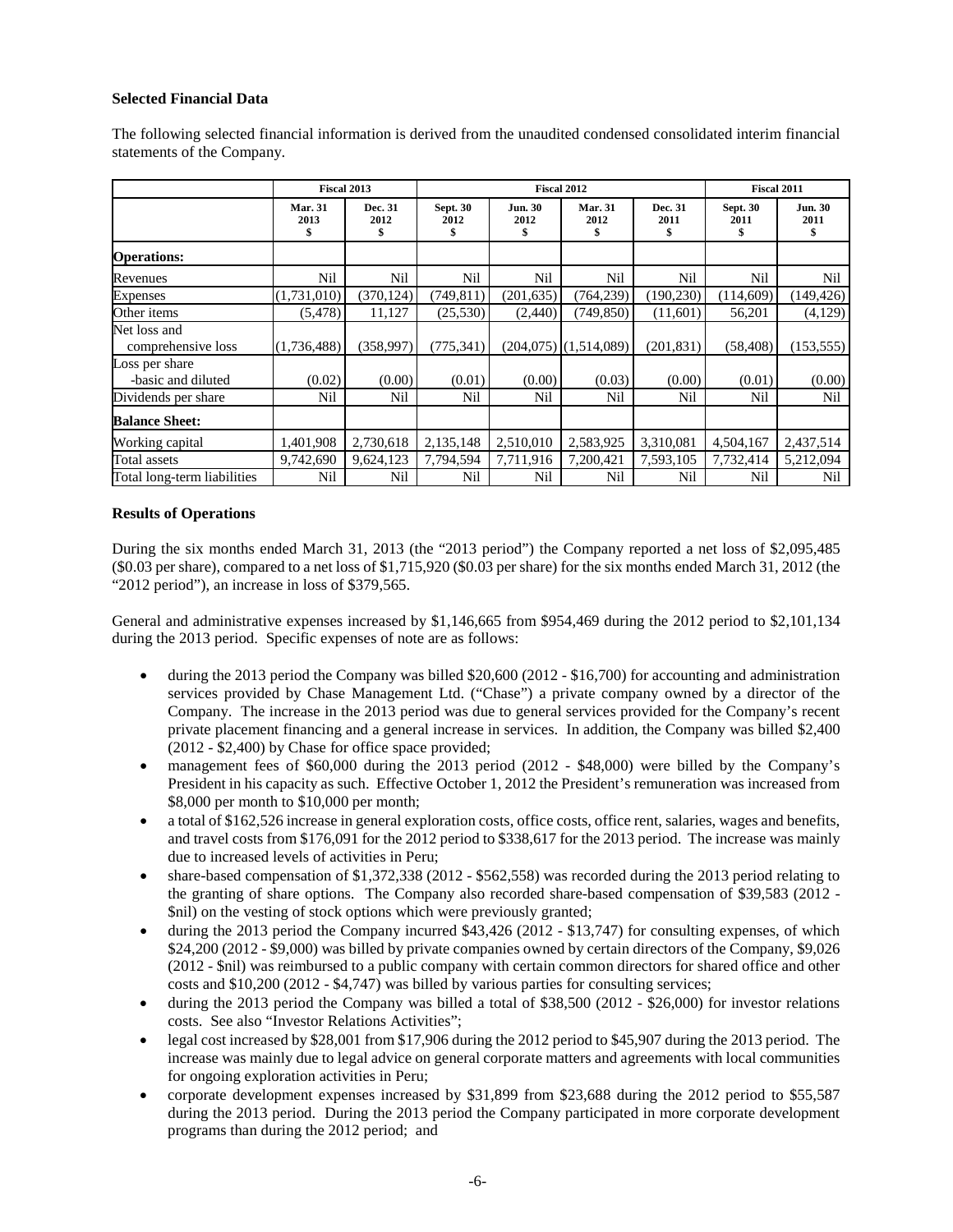### Selected Financial Data

The following selected financial information is derived from the unaudited condensed consolidated interim financial statements of the Company.

| | Fiscal 2013 | | Fiscal 2012 | | | | Fiscal 2011 | |
|---|---|---|---|---|---|---|---|---|
| | **Mar. 31 2013 $** | **Dec. 31 2012 $** | **Sept. 30 2012 $** | **Jun. 30 2012 $** | **Mar. 31 2012 $** | **Dec. 31 2011 $** | **Sept. 30 2011 $** | **Jun. 30 2011 $** |
| **Operations:** | | | | | | | | |
| Revenues | Nil | Nil | Nil | Nil | Nil | Nil | Nil | Nil |
| Expenses | (1,731,010) | (370,124) | (749,811) | (201,635) | (764,239) | (190,230) | (114,609) | (149,426) |
| Other items | (5,478) | 11,127 | (25,530) | (2,440) | (749,850) | (11,601) | 56,201 | (4,129) |
| Net loss and comprehensive loss | (1,736,488) | (358,997) | (775,341) | (204,075) | (1,514,089) | (201,831) | (58,408) | (153,555) |
| Loss per share -basic and diluted | (0.02) | (0.00) | (0.01) | (0.00) | (0.03) | (0.00) | (0.01) | (0.00) |
| Dividends per share | Nil | Nil | Nil | Nil | Nil | Nil | Nil | Nil |
| **Balance Sheet:** | | | | | | | | |
| Working capital | 1,401,908 | 2,730,618 | 2,135,148 | 2,510,010 | 2,583,925 | 3,310,081 | 4,504,167 | 2,437,514 |
| Total assets | 9,742,690 | 9,624,123 | 7,794,594 | 7,711,916 | 7,200,421 | 7,593,105 | 7,732,414 | 5,212,094 |
| Total long-term liabilities | Nil | Nil | Nil | Nil | Nil | Nil | Nil | Nil |

### Results of Operations

During the six months ended March 31, 2013 (the "2013 period") the Company reported a net loss of $2,095,485 ($0.03 per share), compared to a net loss of $1,715,920 ($0.03 per share) for the six months ended March 31, 2012 (the "2012 period"), an increase in loss of $379,565.

General and administrative expenses increased by $1,146,665 from $954,469 during the 2012 period to $2,101,134 during the 2013 period. Specific expenses of note are as follows:

- during the 2013 period the Company was billed $20,600 (2012 - $16,700) for accounting and administration services provided by Chase Management Ltd. ("Chase") a private company owned by a director of the Company. The increase in the 2013 period was due to general services provided for the Company's recent private placement financing and a general increase in services. In addition, the Company was billed $2,400 (2012 - $2,400) by Chase for office space provided;
- management fees of $60,000 during the 2013 period (2012 - $48,000) were billed by the Company's President in his capacity as such. Effective October 1, 2012 the President's remuneration was increased from $8,000 per month to $10,000 per month;
- a total of $162,526 increase in general exploration costs, office costs, office rent, salaries, wages and benefits, and travel costs from $176,091 for the 2012 period to $338,617 for the 2013 period. The increase was mainly due to increased levels of activities in Peru;
- share-based compensation of $1,372,338 (2012 - $562,558) was recorded during the 2013 period relating to the granting of share options. The Company also recorded share-based compensation of $39,583 (2012 - $nil) on the vesting of stock options which were previously granted;
- during the 2013 period the Company incurred $43,426 (2012 - $13,747) for consulting expenses, of which $24,200 (2012 - $9,000) was billed by private companies owned by certain directors of the Company, $9,026 (2012 - $nil) was reimbursed to a public company with certain common directors for shared office and other costs and $10,200 (2012 - $4,747) was billed by various parties for consulting services;
- during the 2013 period the Company was billed a total of $38,500 (2012 - $26,000) for investor relations costs. See also "Investor Relations Activities";
- legal cost increased by $28,001 from $17,906 during the 2012 period to $45,907 during the 2013 period. The increase was mainly due to legal advice on general corporate matters and agreements with local communities for ongoing exploration activities in Peru;
- corporate development expenses increased by $31,899 from $23,688 during the 2012 period to $55,587 during the 2013 period. During the 2013 period the Company participated in more corporate development programs than during the 2012 period; and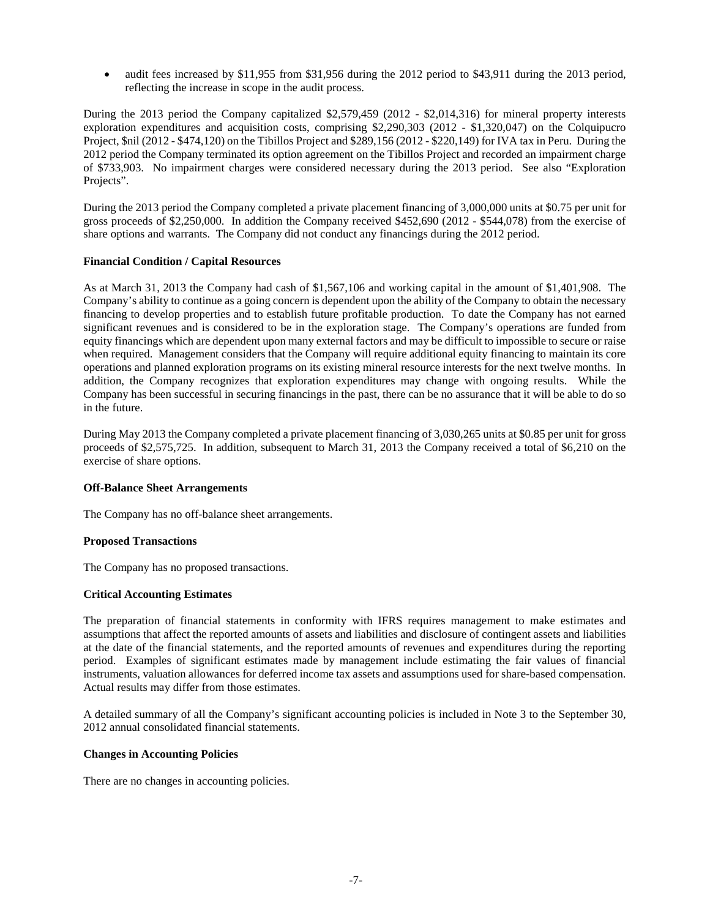- audit fees increased by \$11,955 from \$31,956 during the 2012 period to \$43,911 during the 2013 period, reflecting the increase in scope in the audit process.

During the 2013 period the Company capitalized \$2,579,459 (2012 - \$2,014,316) for mineral property interests exploration expenditures and acquisition costs, comprising \$2,290,303 (2012 - \$1,320,047) on the Colquipucro Project, \$nil (2012 - \$474,120) on the Tibillos Project and \$289,156 (2012 - \$220,149) for IVA tax in Peru. During the 2012 period the Company terminated its option agreement on the Tibillos Project and recorded an impairment charge of \$733,903. No impairment charges were considered necessary during the 2013 period. See also "Exploration Projects".

During the 2013 period the Company completed a private placement financing of 3,000,000 units at \$0.75 per unit for gross proceeds of \$2,250,000. In addition the Company received \$452,690 (2012 - \$544,078) from the exercise of share options and warrants. The Company did not conduct any financings during the 2012 period.

**Financial Condition / Capital Resources**

As at March 31, 2013 the Company had cash of \$1,567,106 and working capital in the amount of \$1,401,908. The Company's ability to continue as a going concern is dependent upon the ability of the Company to obtain the necessary financing to develop properties and to establish future profitable production. To date the Company has not earned significant revenues and is considered to be in the exploration stage. The Company's operations are funded from equity financings which are dependent upon many external factors and may be difficult to impossible to secure or raise when required. Management considers that the Company will require additional equity financing to maintain its core operations and planned exploration programs on its existing mineral resource interests for the next twelve months. In addition, the Company recognizes that exploration expenditures may change with ongoing results. While the Company has been successful in securing financings in the past, there can be no assurance that it will be able to do so in the future.

During May 2013 the Company completed a private placement financing of 3,030,265 units at \$0.85 per unit for gross proceeds of \$2,575,725. In addition, subsequent to March 31, 2013 the Company received a total of \$6,210 on the exercise of share options.

**Off-Balance Sheet Arrangements**

The Company has no off-balance sheet arrangements.

**Proposed Transactions**

The Company has no proposed transactions.

**Critical Accounting Estimates**

The preparation of financial statements in conformity with IFRS requires management to make estimates and assumptions that affect the reported amounts of assets and liabilities and disclosure of contingent assets and liabilities at the date of the financial statements, and the reported amounts of revenues and expenditures during the reporting period. Examples of significant estimates made by management include estimating the fair values of financial instruments, valuation allowances for deferred income tax assets and assumptions used for share-based compensation. Actual results may differ from those estimates.

A detailed summary of all the Company's significant accounting policies is included in Note 3 to the September 30, 2012 annual consolidated financial statements.

**Changes in Accounting Policies**

There are no changes in accounting policies.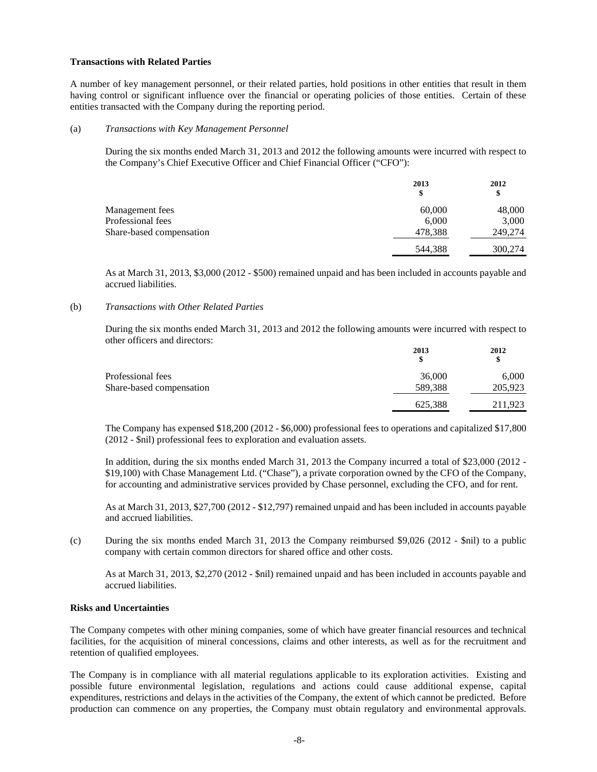**Transactions with Related Parties**

A number of key management personnel, or their related parties, hold positions in other entities that result in them having control or significant influence over the financial or operating policies of those entities. Certain of these entities transacted with the Company during the reporting period.

(a) *Transactions with Key Management Personnel*

During the six months ended March 31, 2013 and 2012 the following amounts were incurred with respect to the Company's Chief Executive Officer and Chief Financial Officer ("CFO"):

| | 2013<br>$ | 2012<br>$ |
|---|---|---|
| Management fees | 60,000 | 48,000 |
| Professional fees | 6,000 | 3,000 |
| Share-based compensation | 478,388 | 249,274 |
| | 544,388 | 300,274 |

As at March 31, 2013, $3,000 (2012 - $500) remained unpaid and has been included in accounts payable and accrued liabilities.

(b) *Transactions with Other Related Parties*

During the six months ended March 31, 2013 and 2012 the following amounts were incurred with respect to other officers and directors:

| | 2013<br>$ | 2012<br>$ |
|---|---|---|
| Professional fees | 36,000 | 6,000 |
| Share-based compensation | 589,388 | 205,923 |
| | 625,388 | 211,923 |

The Company has expensed $18,200 (2012 - $6,000) professional fees to operations and capitalized $17,800 (2012 - $nil) professional fees to exploration and evaluation assets.

In addition, during the six months ended March 31, 2013 the Company incurred a total of $23,000 (2012 - $19,100) with Chase Management Ltd. ("Chase"), a private corporation owned by the CFO of the Company, for accounting and administrative services provided by Chase personnel, excluding the CFO, and for rent.

As at March 31, 2013, $27,700 (2012 - $12,797) remained unpaid and has been included in accounts payable and accrued liabilities.

(c) During the six months ended March 31, 2013 the Company reimbursed $9,026 (2012 - $nil) to a public company with certain common directors for shared office and other costs.

As at March 31, 2013, $2,270 (2012 - $nil) remained unpaid and has been included in accounts payable and accrued liabilities.

**Risks and Uncertainties**

The Company competes with other mining companies, some of which have greater financial resources and technical facilities, for the acquisition of mineral concessions, claims and other interests, as well as for the recruitment and retention of qualified employees.

The Company is in compliance with all material regulations applicable to its exploration activities. Existing and possible future environmental legislation, regulations and actions could cause additional expense, capital expenditures, restrictions and delays in the activities of the Company, the extent of which cannot be predicted. Before production can commence on any properties, the Company must obtain regulatory and environmental approvals.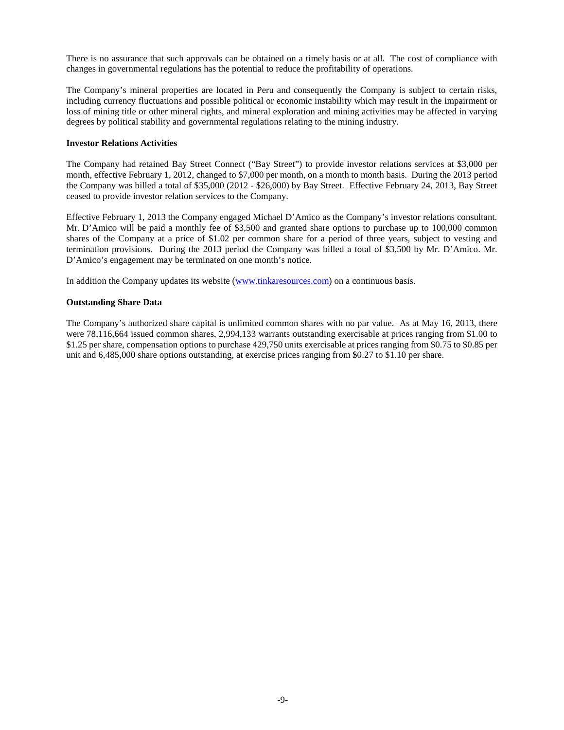There is no assurance that such approvals can be obtained on a timely basis or at all. The cost of compliance with changes in governmental regulations has the potential to reduce the profitability of operations.

The Company's mineral properties are located in Peru and consequently the Company is subject to certain risks, including currency fluctuations and possible political or economic instability which may result in the impairment or loss of mining title or other mineral rights, and mineral exploration and mining activities may be affected in varying degrees by political stability and governmental regulations relating to the mining industry.

**Investor Relations Activities**

The Company had retained Bay Street Connect ("Bay Street") to provide investor relations services at $3,000 per month, effective February 1, 2012, changed to $7,000 per month, on a month to month basis. During the 2013 period the Company was billed a total of $35,000 (2012 - $26,000) by Bay Street. Effective February 24, 2013, Bay Street ceased to provide investor relation services to the Company.

Effective February 1, 2013 the Company engaged Michael D'Amico as the Company's investor relations consultant. Mr. D'Amico will be paid a monthly fee of $3,500 and granted share options to purchase up to 100,000 common shares of the Company at a price of $1.02 per common share for a period of three years, subject to vesting and termination provisions. During the 2013 period the Company was billed a total of $3,500 by Mr. D'Amico. Mr. D'Amico's engagement may be terminated on one month's notice.

In addition the Company updates its website (www.tinkaresources.com) on a continuous basis.

**Outstanding Share Data**

The Company's authorized share capital is unlimited common shares with no par value. As at May 16, 2013, there were 78,116,664 issued common shares, 2,994,133 warrants outstanding exercisable at prices ranging from $1.00 to $1.25 per share, compensation options to purchase 429,750 units exercisable at prices ranging from $0.75 to $0.85 per unit and 6,485,000 share options outstanding, at exercise prices ranging from $0.27 to $1.10 per share.